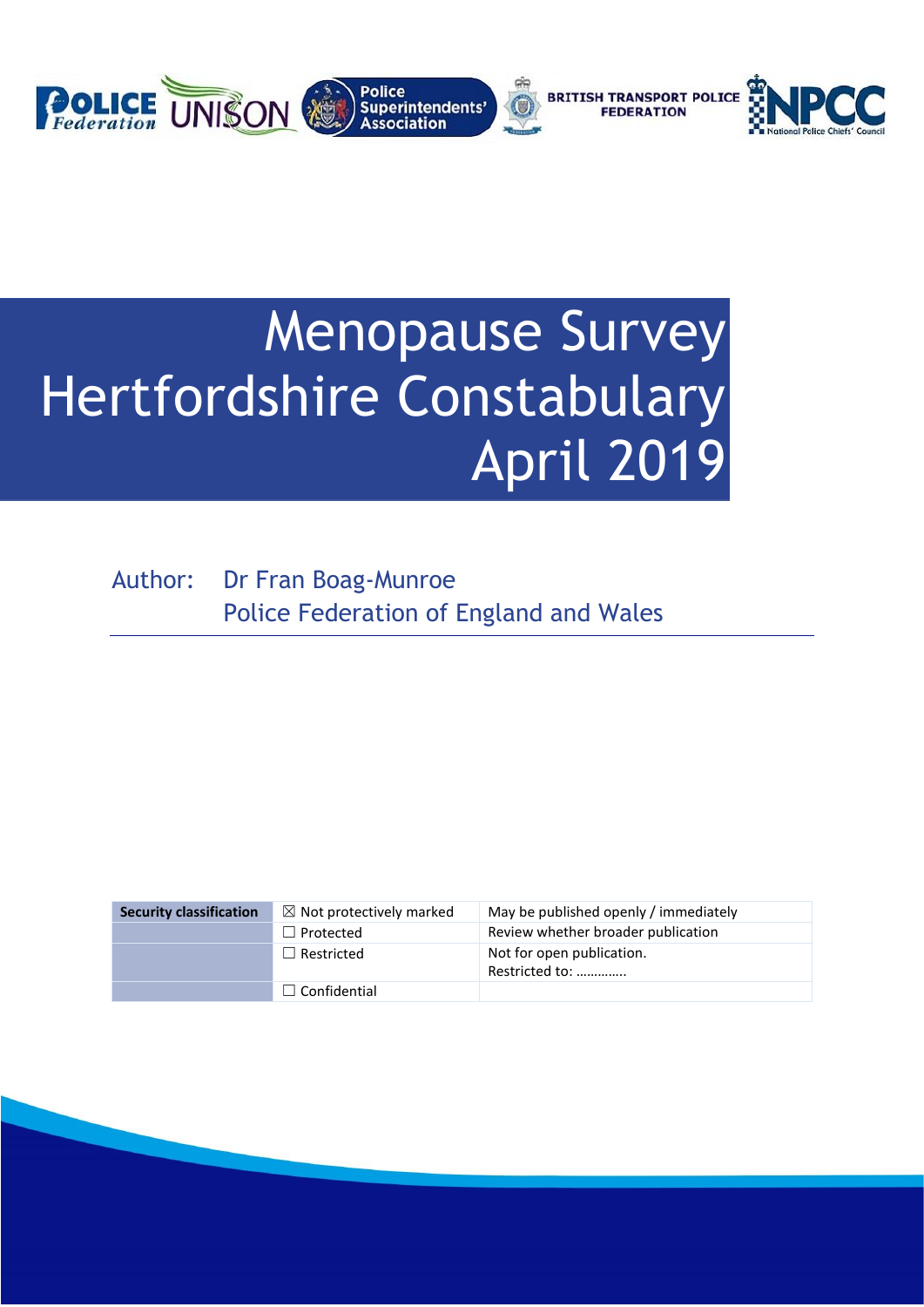# Menopause Survey Hertfordshire Constabulary April 2019

Author: Dr Fran Boag-Munroe
Police Federation of England and Wales

| Security classification | ☒ Not protectively marked | May be published openly / immediately |
|---|---|---|
| | ☐ Protected | Review whether broader publication |
| | ☐ Restricted | Not for open publication. Restricted to: ………….. |
| | ☐ Confidential | |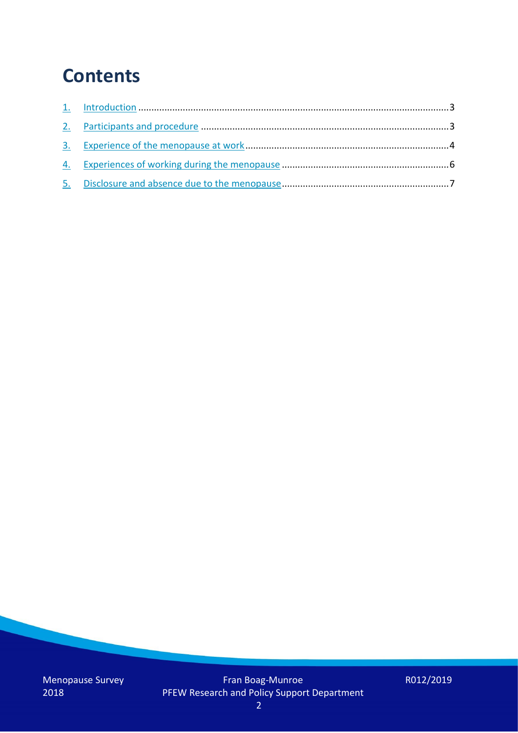# Contents

1. Introduction ....................................................................................................................3
2. Participants and procedure ..............................................................................................3
3. Experience of the menopause at work ..............................................................................4
4. Experiences of working during the menopause ................................................................6
5. Disclosure and absence due to the menopause ................................................................7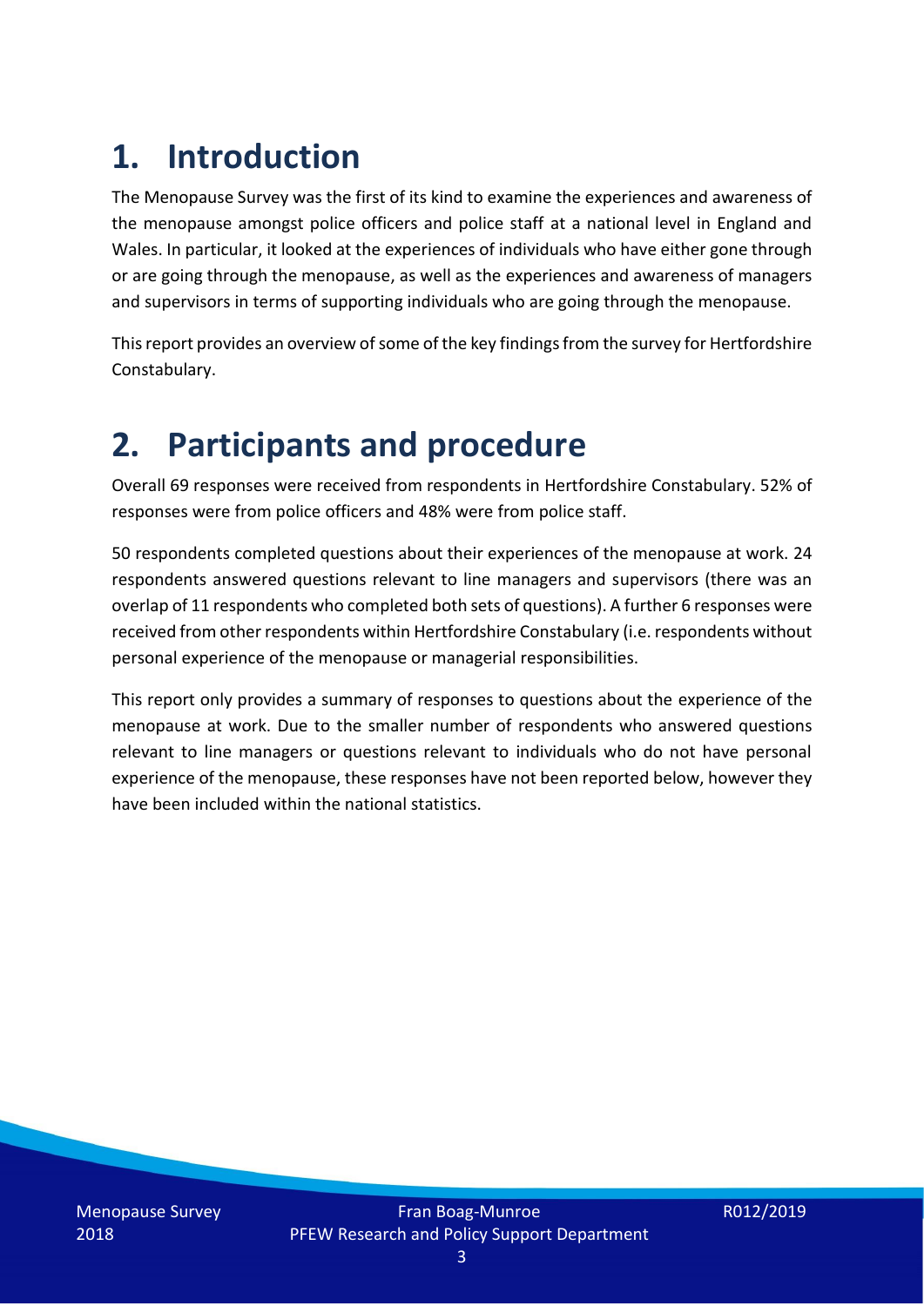# 1. Introduction

The Menopause Survey was the first of its kind to examine the experiences and awareness of the menopause amongst police officers and police staff at a national level in England and Wales. In particular, it looked at the experiences of individuals who have either gone through or are going through the menopause, as well as the experiences and awareness of managers and supervisors in terms of supporting individuals who are going through the menopause.

This report provides an overview of some of the key findings from the survey for Hertfordshire Constabulary.

# 2. Participants and procedure

Overall 69 responses were received from respondents in Hertfordshire Constabulary. 52% of responses were from police officers and 48% were from police staff.

50 respondents completed questions about their experiences of the menopause at work. 24 respondents answered questions relevant to line managers and supervisors (there was an overlap of 11 respondents who completed both sets of questions). A further 6 responses were received from other respondents within Hertfordshire Constabulary (i.e. respondents without personal experience of the menopause or managerial responsibilities.

This report only provides a summary of responses to questions about the experience of the menopause at work. Due to the smaller number of respondents who answered questions relevant to line managers or questions relevant to individuals who do not have personal experience of the menopause, these responses have not been reported below, however they have been included within the national statistics.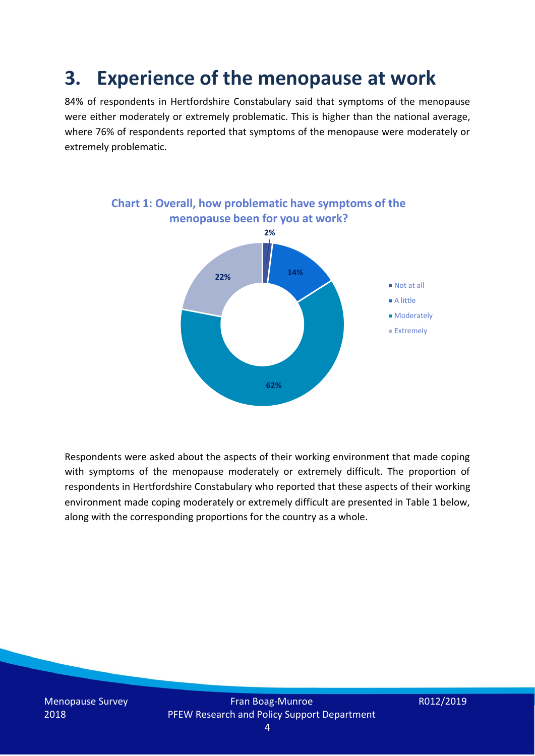# 3. Experience of the menopause at work

84% of respondents in Hertfordshire Constabulary said that symptoms of the menopause were either moderately or extremely problematic. This is higher than the national average, where 76% of respondents reported that symptoms of the menopause were moderately or extremely problematic.

**Chart 1: Overall, how problematic have symptoms of the menopause been for you at work?**

| Response | Percentage |
| --- | --- |
| Not at all | 2% |
| A little | 14% |
| Moderately | 62% |
| Extremely | 22% |

Respondents were asked about the aspects of their working environment that made coping with symptoms of the menopause moderately or extremely difficult. The proportion of respondents in Hertfordshire Constabulary who reported that these aspects of their working environment made coping moderately or extremely difficult are presented in Table 1 below, along with the corresponding proportions for the country as a whole.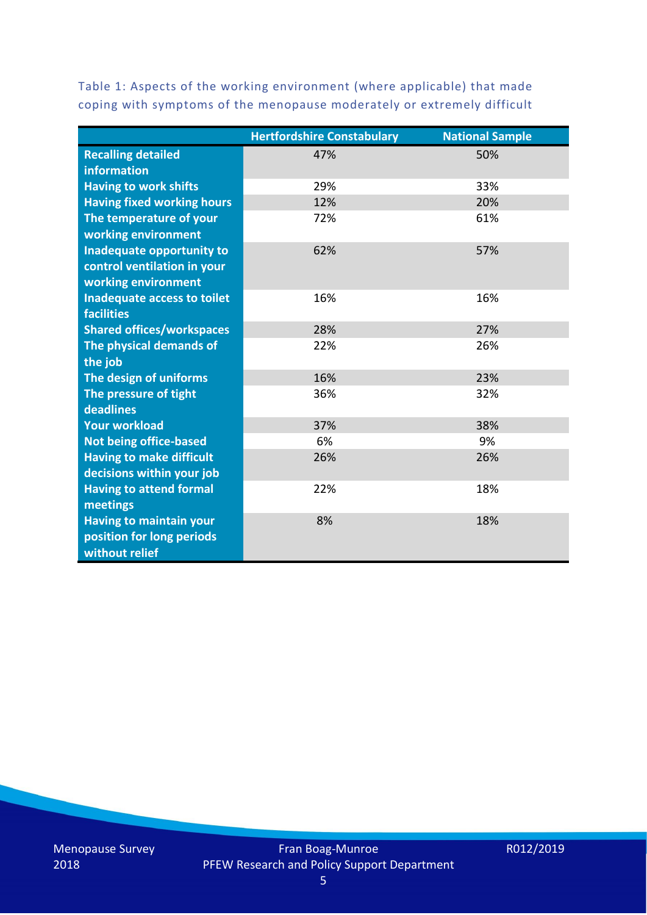Table 1: Aspects of the working environment (where applicable) that made coping with symptoms of the menopause moderately or extremely difficult

| | Hertfordshire Constabulary | National Sample |
|---|---|---|
| **Recalling detailed information** | 47% | 50% |
| **Having to work shifts** | 29% | 33% |
| **Having fixed working hours** | 12% | 20% |
| **The temperature of your working environment** | 72% | 61% |
| **Inadequate opportunity to control ventilation in your working environment** | 62% | 57% |
| **Inadequate access to toilet facilities** | 16% | 16% |
| **Shared offices/workspaces** | 28% | 27% |
| **The physical demands of the job** | 22% | 26% |
| **The design of uniforms** | 16% | 23% |
| **The pressure of tight deadlines** | 36% | 32% |
| **Your workload** | 37% | 38% |
| **Not being office-based** | 6% | 9% |
| **Having to make difficult decisions within your job** | 26% | 26% |
| **Having to attend formal meetings** | 22% | 18% |
| **Having to maintain your position for long periods without relief** | 8% | 18% |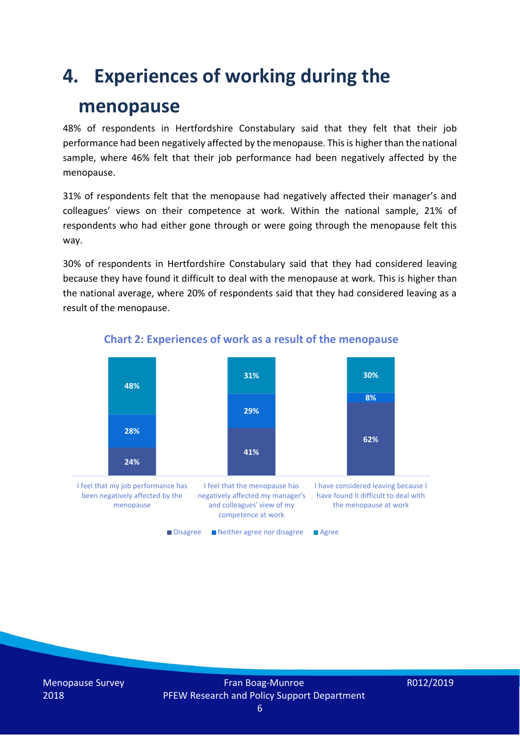# 4. Experiences of working during the menopause

48% of respondents in Hertfordshire Constabulary said that they felt that their job performance had been negatively affected by the menopause. This is higher than the national sample, where 46% felt that their job performance had been negatively affected by the menopause.

31% of respondents felt that the menopause had negatively affected their manager's and colleagues' views on their competence at work. Within the national sample, 21% of respondents who had either gone through or were going through the menopause felt this way.

30% of respondents in Hertfordshire Constabulary said that they had considered leaving because they have found it difficult to deal with the menopause at work. This is higher than the national average, where 20% of respondents said that they had considered leaving as a result of the menopause.

**Chart 2: Experiences of work as a result of the menopause**

| | Disagree | Neither agree nor disagree | Agree |
|---|---|---|---|
| I feel that my job performance has been negatively affected by the menopause | 24% | 28% | 48% |
| I feel that the menopause has negatively affected my manager's and colleagues' view of my competence at work | 41% | 29% | 31% |
| I have considered leaving because I have found it difficult to deal with the menopause at work | 62% | 8% | 30% |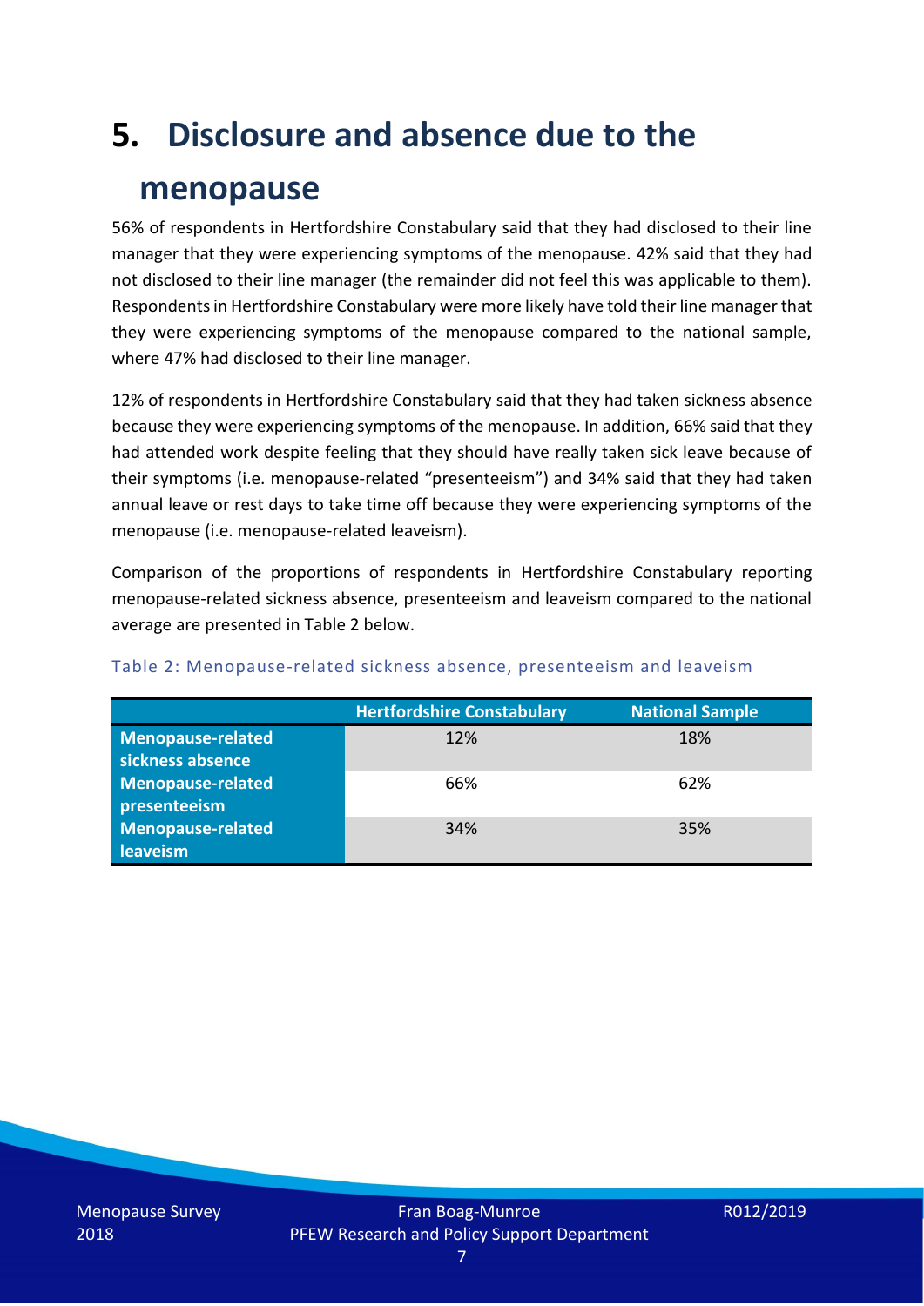# 5. Disclosure and absence due to the menopause

56% of respondents in Hertfordshire Constabulary said that they had disclosed to their line manager that they were experiencing symptoms of the menopause. 42% said that they had not disclosed to their line manager (the remainder did not feel this was applicable to them). Respondents in Hertfordshire Constabulary were more likely have told their line manager that they were experiencing symptoms of the menopause compared to the national sample, where 47% had disclosed to their line manager.

12% of respondents in Hertfordshire Constabulary said that they had taken sickness absence because they were experiencing symptoms of the menopause. In addition, 66% said that they had attended work despite feeling that they should have really taken sick leave because of their symptoms (i.e. menopause-related "presenteeism") and 34% said that they had taken annual leave or rest days to take time off because they were experiencing symptoms of the menopause (i.e. menopause-related leaveism).

Comparison of the proportions of respondents in Hertfordshire Constabulary reporting menopause-related sickness absence, presenteeism and leaveism compared to the national average are presented in Table 2 below.

Table 2: Menopause-related sickness absence, presenteeism and leaveism

| | Hertfordshire Constabulary | National Sample |
|---|---|---|
| **Menopause-related sickness absence** | 12% | 18% |
| **Menopause-related presenteeism** | 66% | 62% |
| **Menopause-related leaveism** | 34% | 35% |